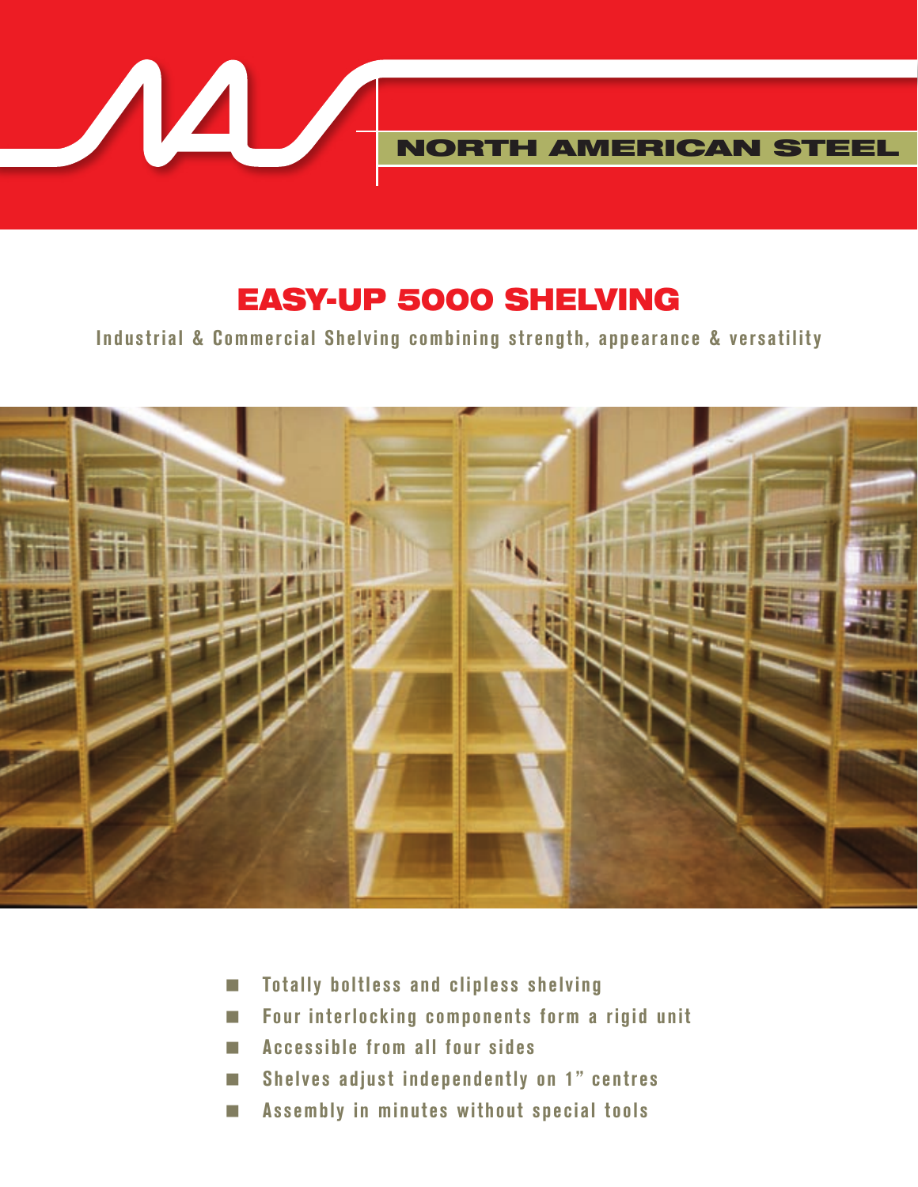NORTH AMERICAN STEEL

# EASY-UP 5000 SHELVING

**Industrial & Commercial Shelving combining strength, appearance & versatility**

- Totally boltless and clipless shelving
- Four interlocking components form a rigid unit
- Accessible from all four sides
- Shelves adjust independently on 1" centres
- Assembly in minutes without special tools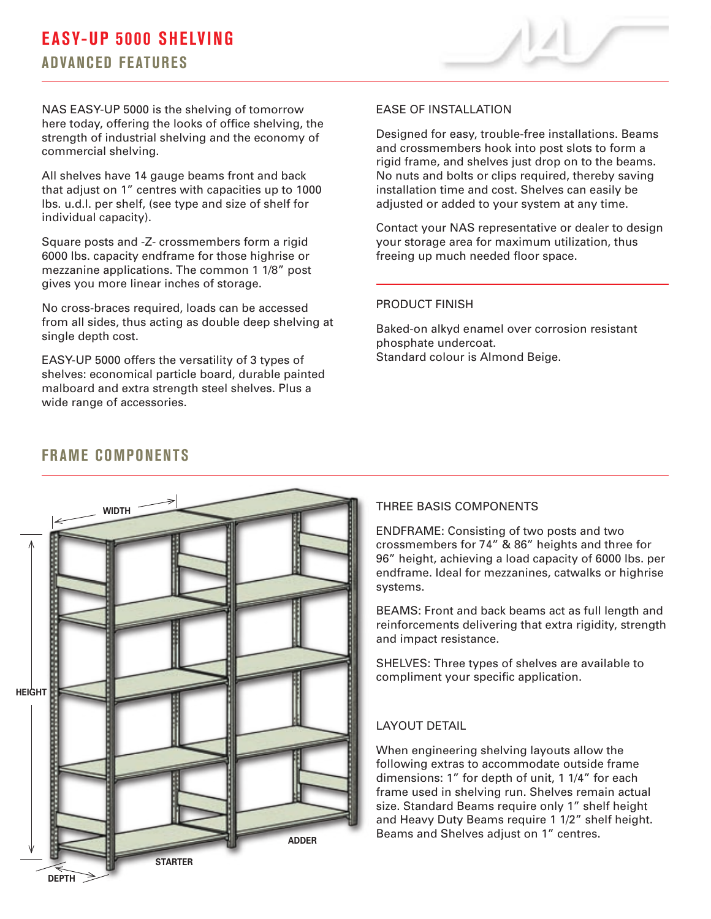# EASY-UP 5000 SHELVING

## ADVANCED FEATURES

NAS EASY-UP 5000 is the shelving of tomorrow here today, offering the looks of office shelving, the strength of industrial shelving and the economy of commercial shelving.

All shelves have 14 gauge beams front and back that adjust on 1" centres with capacities up to 1000 lbs. u.d.l. per shelf, (see type and size of shelf for individual capacity).

Square posts and -Z- crossmembers form a rigid 6000 lbs. capacity endframe for those highrise or mezzanine applications. The common 1 1/8" post gives you more linear inches of storage.

No cross-braces required, loads can be accessed from all sides, thus acting as double deep shelving at single depth cost.

EASY-UP 5000 offers the versatility of 3 types of shelves: economical particle board, durable painted malboard and extra strength steel shelves. Plus a wide range of accessories.

### EASE OF INSTALLATION

Designed for easy, trouble-free installations. Beams and crossmembers hook into post slots to form a rigid frame, and shelves just drop on to the beams. No nuts and bolts or clips required, thereby saving installation time and cost. Shelves can easily be adjusted or added to your system at any time.

Contact your NAS representative or dealer to design your storage area for maximum utilization, thus freeing up much needed floor space.

### PRODUCT FINISH

Baked-on alkyd enamel over corrosion resistant phosphate undercoat.
Standard colour is Almond Beige.

## FRAME COMPONENTS

WIDTH

HEIGHT

DEPTH

STARTER

ADDER

### THREE BASIS COMPONENTS

ENDFRAME: Consisting of two posts and two crossmembers for 74" & 86" heights and three for 96" height, achieving a load capacity of 6000 lbs. per endframe. Ideal for mezzanines, catwalks or highrise systems.

BEAMS: Front and back beams act as full length and reinforcements delivering that extra rigidity, strength and impact resistance.

SHELVES: Three types of shelves are available to compliment your specific application.

### LAYOUT DETAIL

When engineering shelving layouts allow the following extras to accommodate outside frame dimensions: 1" for depth of unit, 1 1/4" for each frame used in shelving run. Shelves remain actual size. Standard Beams require only 1" shelf height and Heavy Duty Beams require 1 1/2" shelf height. Beams and Shelves adjust on 1" centres.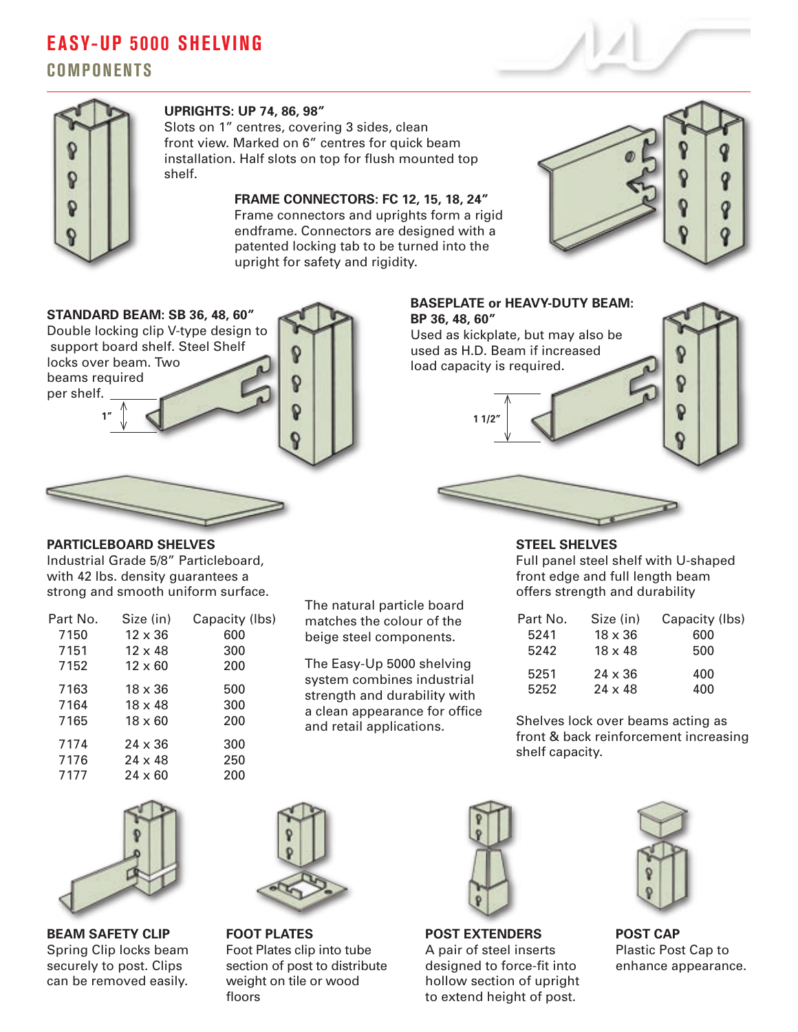# EASY-UP 5000 SHELVING

## COMPONENTS

### UPRIGHTS: UP 74, 86, 98″

Slots on 1″ centres, covering 3 sides, clean front view. Marked on 6″ centres for quick beam installation. Half slots on top for flush mounted top shelf.

### FRAME CONNECTORS: FC 12, 15, 18, 24″

Frame connectors and uprights form a rigid endframe. Connectors are designed with a patented locking tab to be turned into the upright for safety and rigidity.

### STANDARD BEAM: SB 36, 48, 60″

Double locking clip V-type design to support board shelf. Steel Shelf locks over beam. Two beams required per shelf.

1″

### BASEPLATE or HEAVY-DUTY BEAM: BP 36, 48, 60″

Used as kickplate, but may also be used as H.D. Beam if increased load capacity is required.

1 1/2″

### PARTICLEBOARD SHELVES

Industrial Grade 5/8″ Particleboard, with 42 lbs. density guarantees a strong and smooth uniform surface.

| Part No. | Size (in) | Capacity (lbs) |
|---|---|---|
| 7150 | 12 x 36 | 600 |
| 7151 | 12 x 48 | 300 |
| 7152 | 12 x 60 | 200 |
| 7163 | 18 x 36 | 500 |
| 7164 | 18 x 48 | 300 |
| 7165 | 18 x 60 | 200 |
| 7174 | 24 x 36 | 300 |
| 7176 | 24 x 48 | 250 |
| 7177 | 24 x 60 | 200 |

The natural particle board matches the colour of the beige steel components.

The Easy-Up 5000 shelving system combines industrial strength and durability with a clean appearance for office and retail applications.

### STEEL SHELVES

Full panel steel shelf with U-shaped front edge and full length beam offers strength and durability

| Part No. | Size (in) | Capacity (lbs) |
|---|---|---|
| 5241 | 18 x 36 | 600 |
| 5242 | 18 x 48 | 500 |
| 5251 | 24 x 36 | 400 |
| 5252 | 24 x 48 | 400 |

Shelves lock over beams acting as front & back reinforcement increasing shelf capacity.

### BEAM SAFETY CLIP

Spring Clip locks beam securely to post. Clips can be removed easily.

### FOOT PLATES

Foot Plates clip into tube section of post to distribute weight on tile or wood floors

### POST EXTENDERS

A pair of steel inserts designed to force-fit into hollow section of upright to extend height of post.

### POST CAP

Plastic Post Cap to enhance appearance.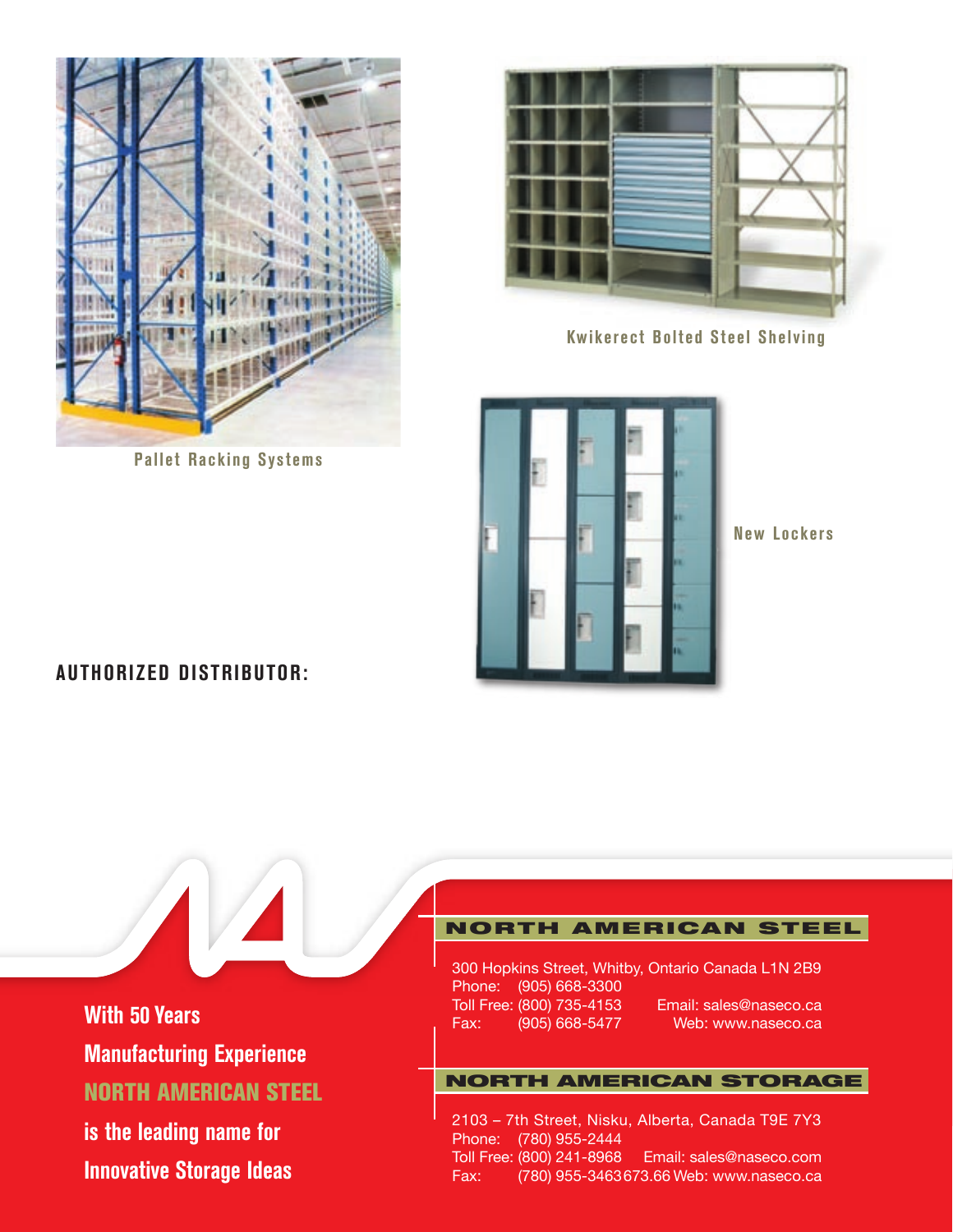Pallet Racking Systems

Kwikerect Bolted Steel Shelving

New Lockers

**AUTHORIZED DISTRIBUTOR:**

**With 50 Years**
**Manufacturing Experience**
**NORTH AMERICAN STEEL**
**is the leading name for**
**Innovative Storage Ideas**

## NORTH AMERICAN STEEL

300 Hopkins Street, Whitby, Ontario Canada L1N 2B9
Phone: (905) 668-3300
Toll Free: (800) 735-4153 Email: sales@naseco.ca
Fax: (905) 668-5477 Web: www.naseco.ca

## NORTH AMERICAN STORAGE

2103 – 7th Street, Nisku, Alberta, Canada T9E 7Y3
Phone: (780) 955-2444
Toll Free: (800) 241-8968 Email: sales@naseco.com
Fax: (780) 955-3463673.66 Web: www.naseco.ca